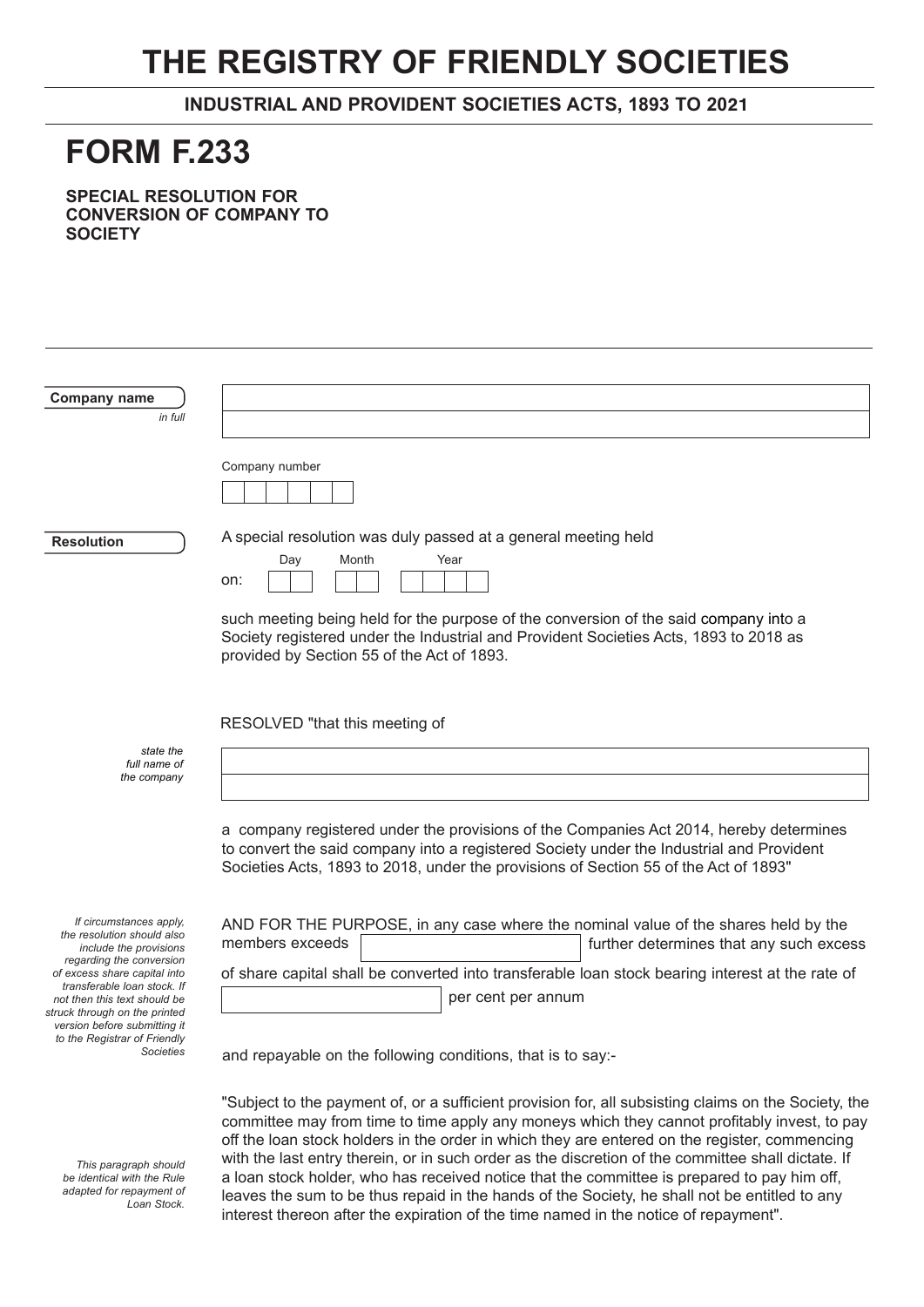# THE REGISTRY OF FRIENDLY SOCIETIES

**INDUSTRIAL AND PROVIDENT SOCIETIES ACTS, 1893 TO 2021**

# FORM F.233

**SPECIAL RESOLUTION FOR CONVERSION OF COMPANY TO SOCIETY**

---

**Company name**
*in full*

| |
|---|
| |
| |

Company number

| | | | | | |
|---|---|---|---|---|---|
| | | | | | |

**Resolution**

A special resolution was duly passed at a general meeting held

on: Day [ | ] Month [ | ] Year [ | | | ]

such meeting being held for the purpose of the conversion of the said company into a Society registered under the Industrial and Provident Societies Acts, 1893 to 2018 as provided by Section 55 of the Act of 1893.

RESOLVED "that this meeting of

*state the full name of the company*

| |
|---|
| |
| |

a company registered under the provisions of the Companies Act 2014, hereby determines to convert the said company into a registered Society under the Industrial and Provident Societies Acts, 1893 to 2018, under the provisions of Section 55 of the Act of 1893"

*If circumstances apply, the resolution should also include the provisions regarding the conversion of excess share capital into transferable loan stock. If not then this text should be struck through on the printed version before submitting it to the Registrar of Friendly Societies*

AND FOR THE PURPOSE, in any case where the nominal value of the shares held by the members exceeds [ ] further determines that any such excess of share capital shall be converted into transferable loan stock bearing interest at the rate of [ ] per cent per annum

and repayable on the following conditions, that is to say:-

*This paragraph should be identical with the Rule adapted for repayment of Loan Stock.*

"Subject to the payment of, or a sufficient provision for, all subsisting claims on the Society, the committee may from time to time apply any moneys which they cannot profitably invest, to pay off the loan stock holders in the order in which they are entered on the register, commencing with the last entry therein, or in such order as the discretion of the committee shall dictate. If a loan stock holder, who has received notice that the committee is prepared to pay him off, leaves the sum to be thus repaid in the hands of the Society, he shall not be entitled to any interest thereon after the expiration of the time named in the notice of repayment".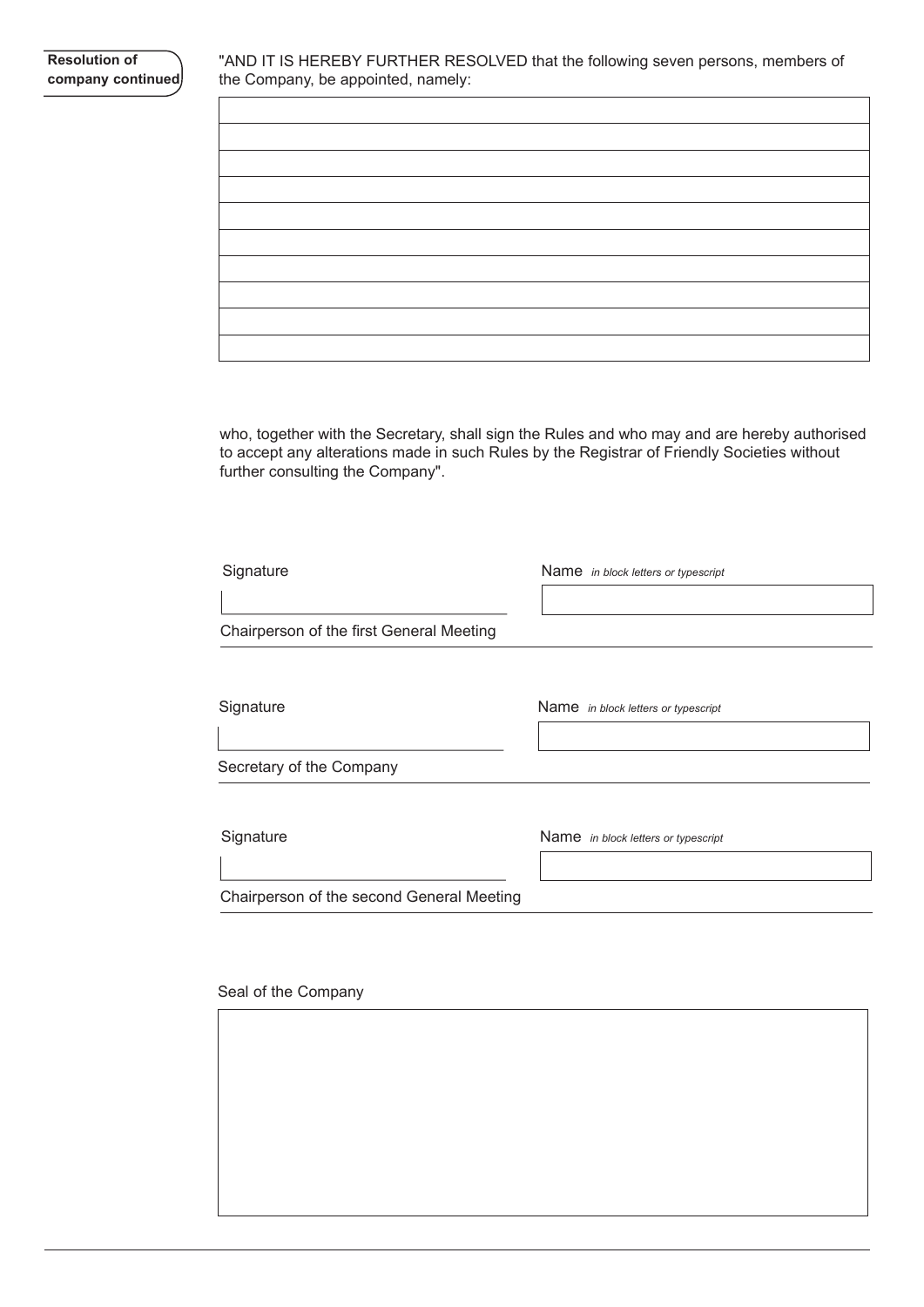**Resolution of company continued**

"AND IT IS HEREBY FURTHER RESOLVED that the following seven persons, members of the Company, be appointed, namely:

| |
|---|
| |
| |
| |
| |
| |
| |
| |
| |
| |
| |

who, together with the Secretary, shall sign the Rules and who may and are hereby authorised to accept any alterations made in such Rules by the Registrar of Friendly Societies without further consulting the Company".

Signature

Name *in block letters or typescript*

Chairperson of the first General Meeting

Signature

Name *in block letters or typescript*

Secretary of the Company

Signature

Name *in block letters or typescript*

Chairperson of the second General Meeting

Seal of the Company